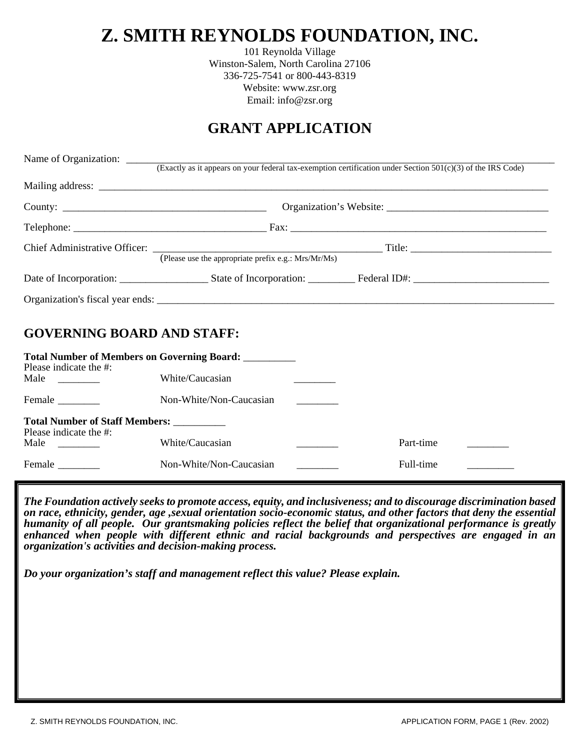# Z. SMITH REYNOLDS FOUNDATION, INC.

101 Reynolda Village
Winston-Salem, North Carolina 27106
336-725-7541 or 800-443-8319
Website: www.zsr.org
Email: info@zsr.org

## GRANT APPLICATION

Name of Organization: ______________________________________________________________________
(Exactly as it appears on your federal tax-exemption certification under Section 501(c)(3) of the IRS Code)

Mailing address: ___________________________________________________________________________

County: ________________________________ Organization's Website: __________________________

Telephone: _______________________________ Fax: _________________________________________

Chief Administrative Officer: ______________________________________ Title: _______________________
(Please use the appropriate prefix e.g.: Mrs/Mr/Ms)

Date of Incorporation: ______________ State of Incorporation: _________ Federal ID#: ____________________

Organization's fiscal year ends: _______________________________________________________________

## GOVERNING BOARD AND STAFF:

**Total Number of Members on Governing Board:** __________
Please indicate the #:

Male ________ White/Caucasian ________

Female ________ Non-White/Non-Caucasian ________

**Total Number of Staff Members:** __________
Please indicate the #:

Male ________ White/Caucasian ________ Part-time ________

Female ________ Non-White/Non-Caucasian ________ Full-time _________

***The Foundation actively seeks to promote access, equity, and inclusiveness; and to discourage discrimination based on race, ethnicity, gender, age ,sexual orientation socio-economic status, and other factors that deny the essential humanity of all people. Our grantsmaking policies reflect the belief that organizational performance is greatly enhanced when people with different ethnic and racial backgrounds and perspectives are engaged in an organization's activities and decision-making process.***

***Do your organization's staff and management reflect this value? Please explain.***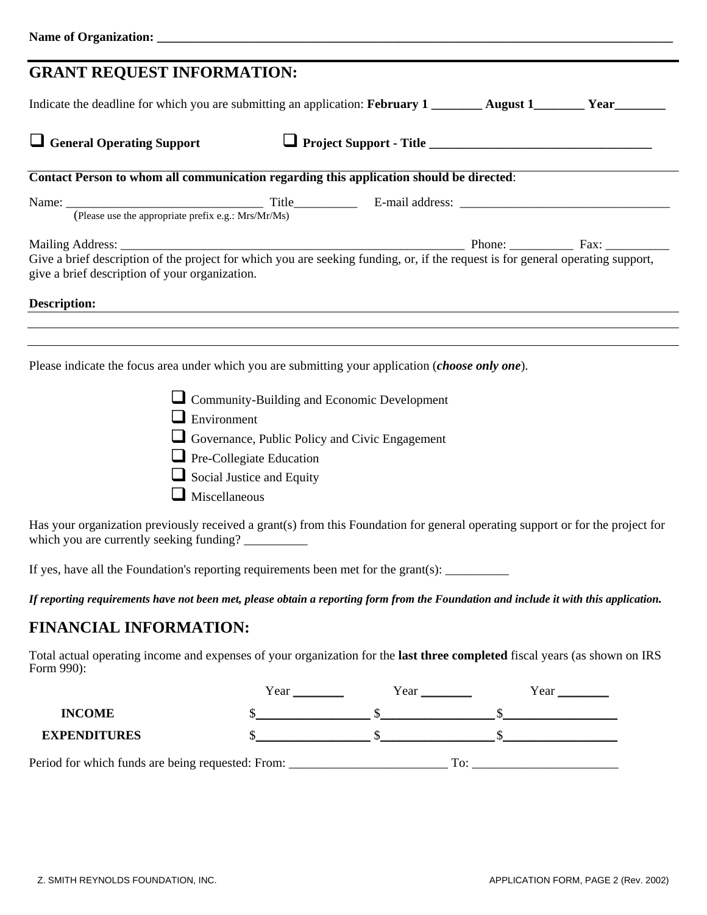**Name of Organization:** ___________________________________________________________________________________

## GRANT REQUEST INFORMATION:

Indicate the deadline for which you are submitting an application: **February 1** ________ **August 1**________ **Year**________

❑ **General Operating Support** ❑ **Project Support - Title** ____________________________________

**Contact Person to whom all communication regarding this application should be directed**:

Name: ________________________________ Title__________ E-mail address: __________________________________
(Please use the appropriate prefix e.g.: Mrs/Mr/Ms)

Mailing Address: _________________________________________________________ Phone: __________ Fax: __________

Give a brief description of the project for which you are seeking funding, or, if the request is for general operating support, give a brief description of your organization.

**Description:**

Please indicate the focus area under which you are submitting your application (***choose only one***).

- ❑ Community-Building and Economic Development
- ❑ Environment
- ❑ Governance, Public Policy and Civic Engagement
- ❑ Pre-Collegiate Education
- ❑ Social Justice and Equity
- ❑ Miscellaneous

Has your organization previously received a grant(s) from this Foundation for general operating support or for the project for which you are currently seeking funding? __________

If yes, have all the Foundation's reporting requirements been met for the grant(s): __________

***If reporting requirements have not been met, please obtain a reporting form from the Foundation and include it with this application.***

## FINANCIAL INFORMATION:

Total actual operating income and expenses of your organization for the **last three completed** fiscal years (as shown on IRS Form 990):

| | Year ________ | Year ________ | Year ________ |
|---|---|---|---|
| **INCOME** | $__________________ | $__________________ | $__________________ |
| **EXPENDITURES** | $__________________ | $__________________ | $__________________ |

Period for which funds are being requested: From: _________________________ To: _______________________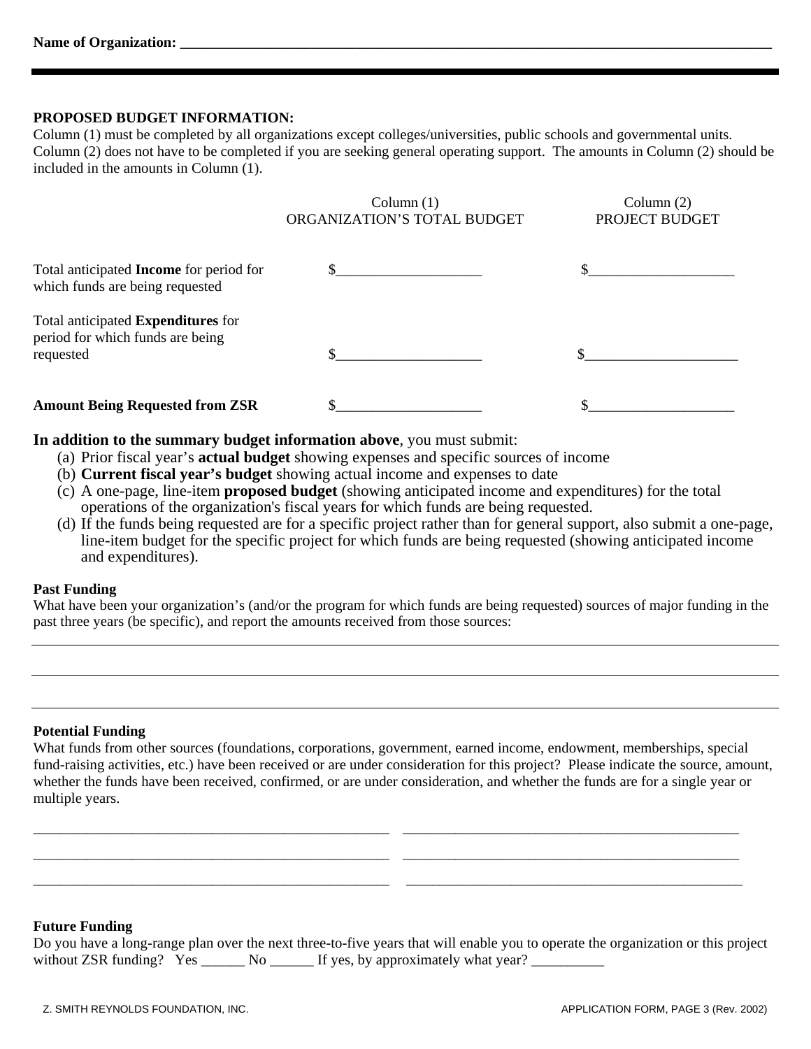**Name of Organization:** ____________________________________________________________________________

**PROPOSED BUDGET INFORMATION:**
Column (1) must be completed by all organizations except colleges/universities, public schools and governmental units. Column (2) does not have to be completed if you are seeking general operating support. The amounts in Column (2) should be included in the amounts in Column (1).

| | Column (1) ORGANIZATION'S TOTAL BUDGET | Column (2) PROJECT BUDGET |
|---|---|---|
| Total anticipated **Income** for period for which funds are being requested | $____________________ | $____________________ |
| Total anticipated **Expenditures** for period for which funds are being requested | $____________________ | $_____________________ |
| **Amount Being Requested from ZSR** | $____________________ | $____________________ |

**In addition to the summary budget information above**, you must submit:

(a) Prior fiscal year's **actual budget** showing expenses and specific sources of income
(b) **Current fiscal year's budget** showing actual income and expenses to date
(c) A one-page, line-item **proposed budget** (showing anticipated income and expenditures) for the total operations of the organization's fiscal years for which funds are being requested.
(d) If the funds being requested are for a specific project rather than for general support, also submit a one-page, line-item budget for the specific project for which funds are being requested (showing anticipated income and expenditures).

**Past Funding**
What have been your organization's (and/or the program for which funds are being requested) sources of major funding in the past three years (be specific), and report the amounts received from those sources:

______________________________________________________________________________

______________________________________________________________________________

______________________________________________________________________________

**Potential Funding**
What funds from other sources (foundations, corporations, government, earned income, endowment, memberships, special fund-raising activities, etc.) have been received or are under consideration for this project? Please indicate the source, amount, whether the funds have been received, confirmed, or are under consideration, and whether the funds are for a single year or multiple years.

_____________________________________________ _____________________________________________

_____________________________________________ _____________________________________________

_____________________________________________ _____________________________________________

**Future Funding**
Do you have a long-range plan over the next three-to-five years that will enable you to operate the organization or this project without ZSR funding? Yes ______ No ______ If yes, by approximately what year? __________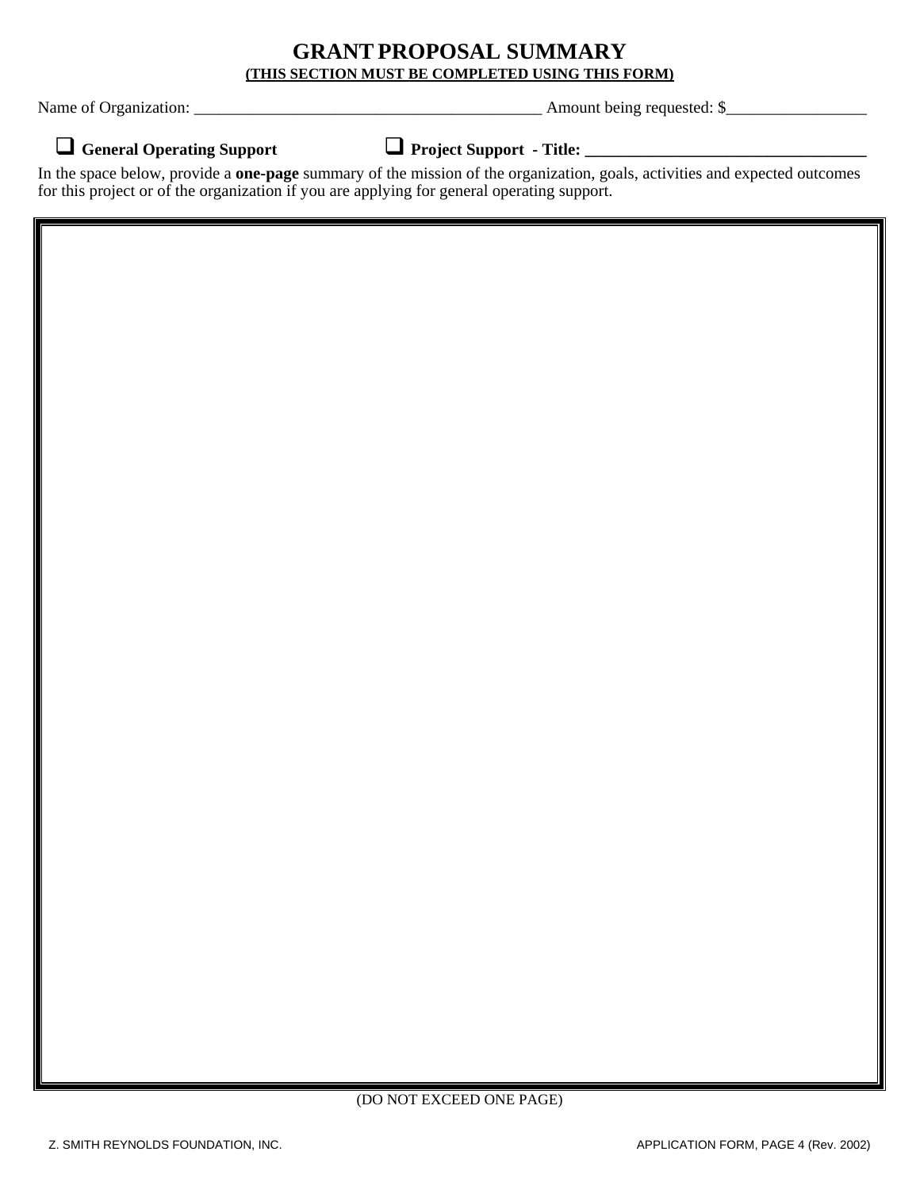# GRANT PROPOSAL SUMMARY

**(THIS SECTION MUST BE COMPLETED USING THIS FORM)**

Name of Organization: ____________________________________________ Amount being requested: $_________________

❑ **General Operating Support** ❑ **Project Support - Title: ___________________________________**

In the space below, provide a **one-page** summary of the mission of the organization, goals, activities and expected outcomes for this project or of the organization if you are applying for general operating support.

(DO NOT EXCEED ONE PAGE)

Z. SMITH REYNOLDS FOUNDATION, INC. APPLICATION FORM, PAGE 4 (Rev. 2002)